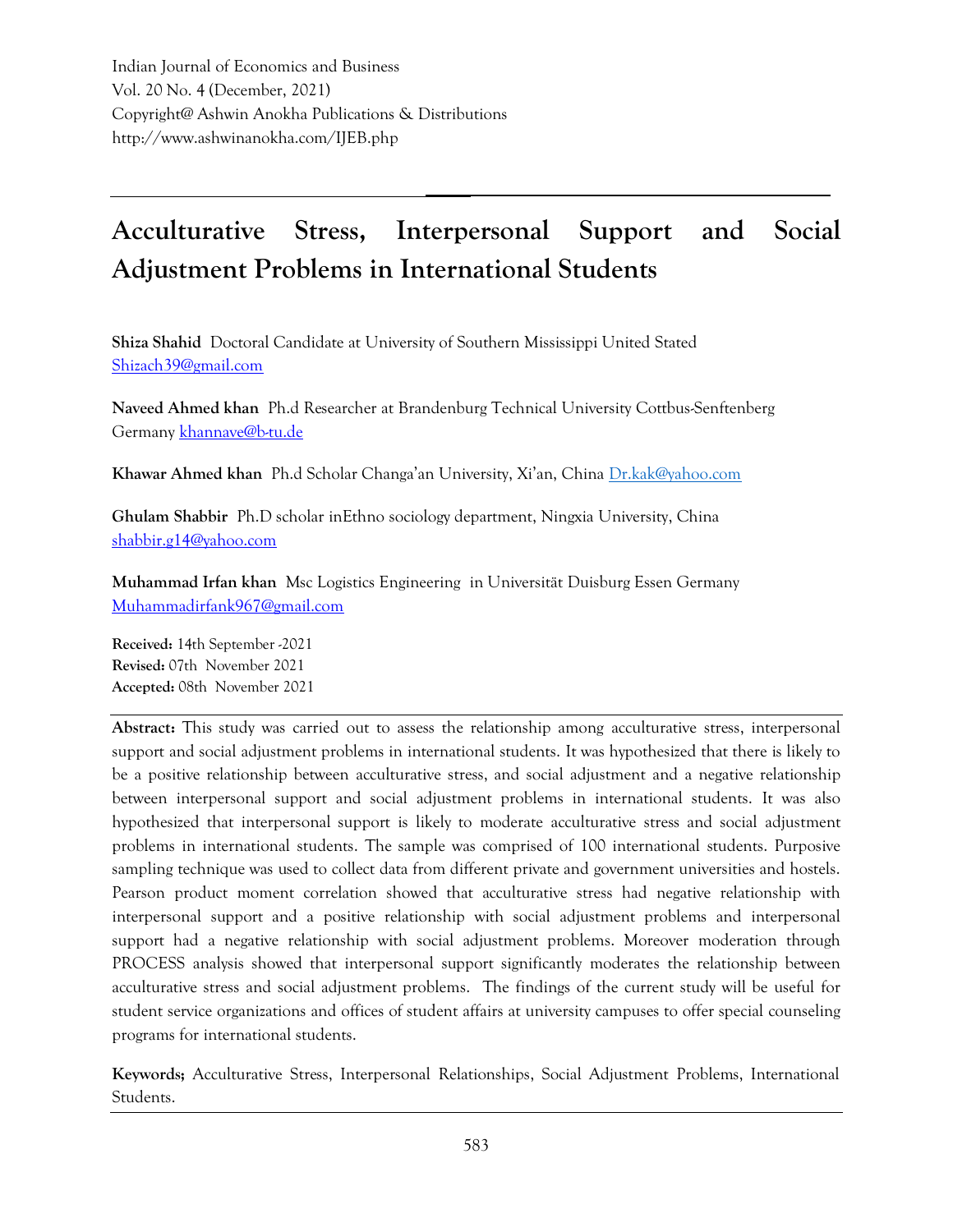Indian Journal of Economics and Business
Vol. 20 No. 4 (December, 2021)
Copyright@ Ashwin Anokha Publications & Distributions
http://www.ashwinanokha.com/IJEB.php

# Acculturative Stress, Interpersonal Support and Social Adjustment Problems in International Students

**Shiza Shahid** Doctoral Candidate at University of Southern Mississippi United Stated
Shizach39@gmail.com

**Naveed Ahmed khan** Ph.d Researcher at Brandenburg Technical University Cottbus-Senftenberg Germany khannave@b-tu.de

**Khawar Ahmed khan** Ph.d Scholar Changa'an University, Xi'an, China Dr.kak@yahoo.com

**Ghulam Shabbir** Ph.D scholar inEthno sociology department, Ningxia University, China
shabbir.g14@yahoo.com

**Muhammad Irfan khan** Msc Logistics Engineering in Universität Duisburg Essen Germany
Muhammadirfank967@gmail.com

**Received:** 14th September -2021
**Revised:** 07th November 2021
**Accepted:** 08th November 2021

**Abstract:** This study was carried out to assess the relationship among acculturative stress, interpersonal support and social adjustment problems in international students. It was hypothesized that there is likely to be a positive relationship between acculturative stress, and social adjustment and a negative relationship between interpersonal support and social adjustment problems in international students. It was also hypothesized that interpersonal support is likely to moderate acculturative stress and social adjustment problems in international students. The sample was comprised of 100 international students. Purposive sampling technique was used to collect data from different private and government universities and hostels. Pearson product moment correlation showed that acculturative stress had negative relationship with interpersonal support and a positive relationship with social adjustment problems and interpersonal support had a negative relationship with social adjustment problems. Moreover moderation through PROCESS analysis showed that interpersonal support significantly moderates the relationship between acculturative stress and social adjustment problems. The findings of the current study will be useful for student service organizations and offices of student affairs at university campuses to offer special counseling programs for international students.

**Keywords;** Acculturative Stress, Interpersonal Relationships, Social Adjustment Problems, International Students.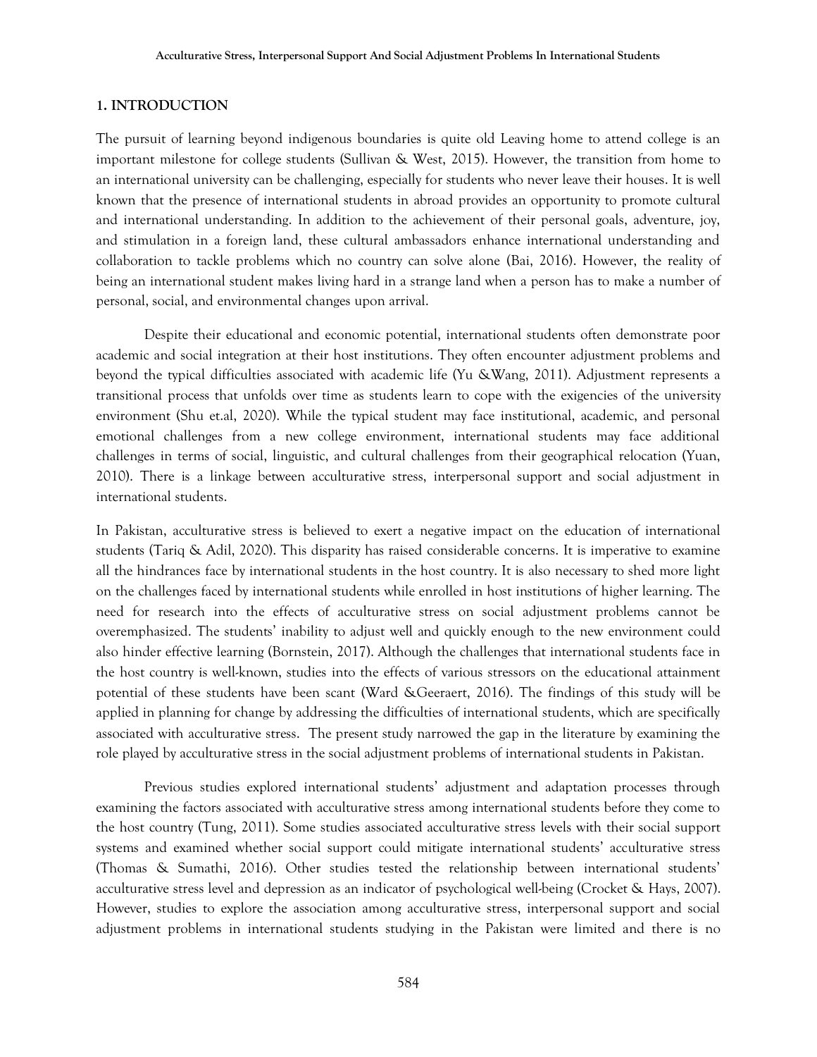## 1. INTRODUCTION

The pursuit of learning beyond indigenous boundaries is quite old Leaving home to attend college is an important milestone for college students (Sullivan & West, 2015). However, the transition from home to an international university can be challenging, especially for students who never leave their houses. It is well known that the presence of international students in abroad provides an opportunity to promote cultural and international understanding. In addition to the achievement of their personal goals, adventure, joy, and stimulation in a foreign land, these cultural ambassadors enhance international understanding and collaboration to tackle problems which no country can solve alone (Bai, 2016). However, the reality of being an international student makes living hard in a strange land when a person has to make a number of personal, social, and environmental changes upon arrival.

Despite their educational and economic potential, international students often demonstrate poor academic and social integration at their host institutions. They often encounter adjustment problems and beyond the typical difficulties associated with academic life (Yu &Wang, 2011). Adjustment represents a transitional process that unfolds over time as students learn to cope with the exigencies of the university environment (Shu et.al, 2020). While the typical student may face institutional, academic, and personal emotional challenges from a new college environment, international students may face additional challenges in terms of social, linguistic, and cultural challenges from their geographical relocation (Yuan, 2010). There is a linkage between acculturative stress, interpersonal support and social adjustment in international students.

In Pakistan, acculturative stress is believed to exert a negative impact on the education of international students (Tariq & Adil, 2020). This disparity has raised considerable concerns. It is imperative to examine all the hindrances face by international students in the host country. It is also necessary to shed more light on the challenges faced by international students while enrolled in host institutions of higher learning. The need for research into the effects of acculturative stress on social adjustment problems cannot be overemphasized. The students' inability to adjust well and quickly enough to the new environment could also hinder effective learning (Bornstein, 2017). Although the challenges that international students face in the host country is well-known, studies into the effects of various stressors on the educational attainment potential of these students have been scant (Ward &Geeraert, 2016). The findings of this study will be applied in planning for change by addressing the difficulties of international students, which are specifically associated with acculturative stress. The present study narrowed the gap in the literature by examining the role played by acculturative stress in the social adjustment problems of international students in Pakistan.

Previous studies explored international students' adjustment and adaptation processes through examining the factors associated with acculturative stress among international students before they come to the host country (Tung, 2011). Some studies associated acculturative stress levels with their social support systems and examined whether social support could mitigate international students' acculturative stress (Thomas & Sumathi, 2016). Other studies tested the relationship between international students' acculturative stress level and depression as an indicator of psychological well-being (Crocket & Hays, 2007). However, studies to explore the association among acculturative stress, interpersonal support and social adjustment problems in international students studying in the Pakistan were limited and there is no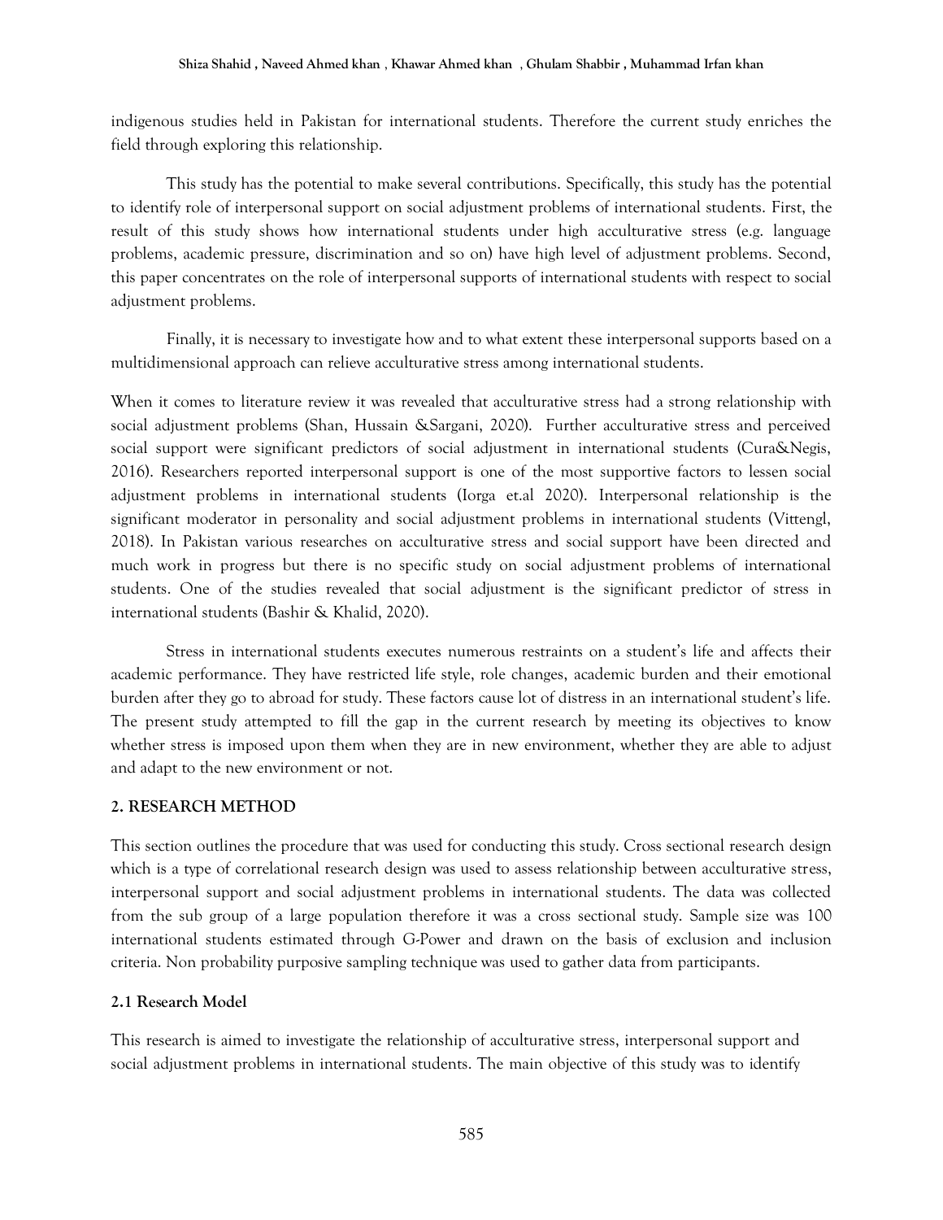indigenous studies held in Pakistan for international students. Therefore the current study enriches the field through exploring this relationship.

This study has the potential to make several contributions. Specifically, this study has the potential to identify role of interpersonal support on social adjustment problems of international students. First, the result of this study shows how international students under high acculturative stress (e.g. language problems, academic pressure, discrimination and so on) have high level of adjustment problems. Second, this paper concentrates on the role of interpersonal supports of international students with respect to social adjustment problems.

Finally, it is necessary to investigate how and to what extent these interpersonal supports based on a multidimensional approach can relieve acculturative stress among international students.

When it comes to literature review it was revealed that acculturative stress had a strong relationship with social adjustment problems (Shan, Hussain &Sargani, 2020). Further acculturative stress and perceived social support were significant predictors of social adjustment in international students (Cura&Negis, 2016). Researchers reported interpersonal support is one of the most supportive factors to lessen social adjustment problems in international students (Iorga et.al 2020). Interpersonal relationship is the significant moderator in personality and social adjustment problems in international students (Vittengl, 2018). In Pakistan various researches on acculturative stress and social support have been directed and much work in progress but there is no specific study on social adjustment problems of international students. One of the studies revealed that social adjustment is the significant predictor of stress in international students (Bashir & Khalid, 2020).

Stress in international students executes numerous restraints on a student's life and affects their academic performance. They have restricted life style, role changes, academic burden and their emotional burden after they go to abroad for study. These factors cause lot of distress in an international student's life. The present study attempted to fill the gap in the current research by meeting its objectives to know whether stress is imposed upon them when they are in new environment, whether they are able to adjust and adapt to the new environment or not.

## 2. RESEARCH METHOD

This section outlines the procedure that was used for conducting this study. Cross sectional research design which is a type of correlational research design was used to assess relationship between acculturative stress, interpersonal support and social adjustment problems in international students. The data was collected from the sub group of a large population therefore it was a cross sectional study. Sample size was 100 international students estimated through G-Power and drawn on the basis of exclusion and inclusion criteria. Non probability purposive sampling technique was used to gather data from participants.

### 2.1 Research Model

This research is aimed to investigate the relationship of acculturative stress, interpersonal support and social adjustment problems in international students. The main objective of this study was to identify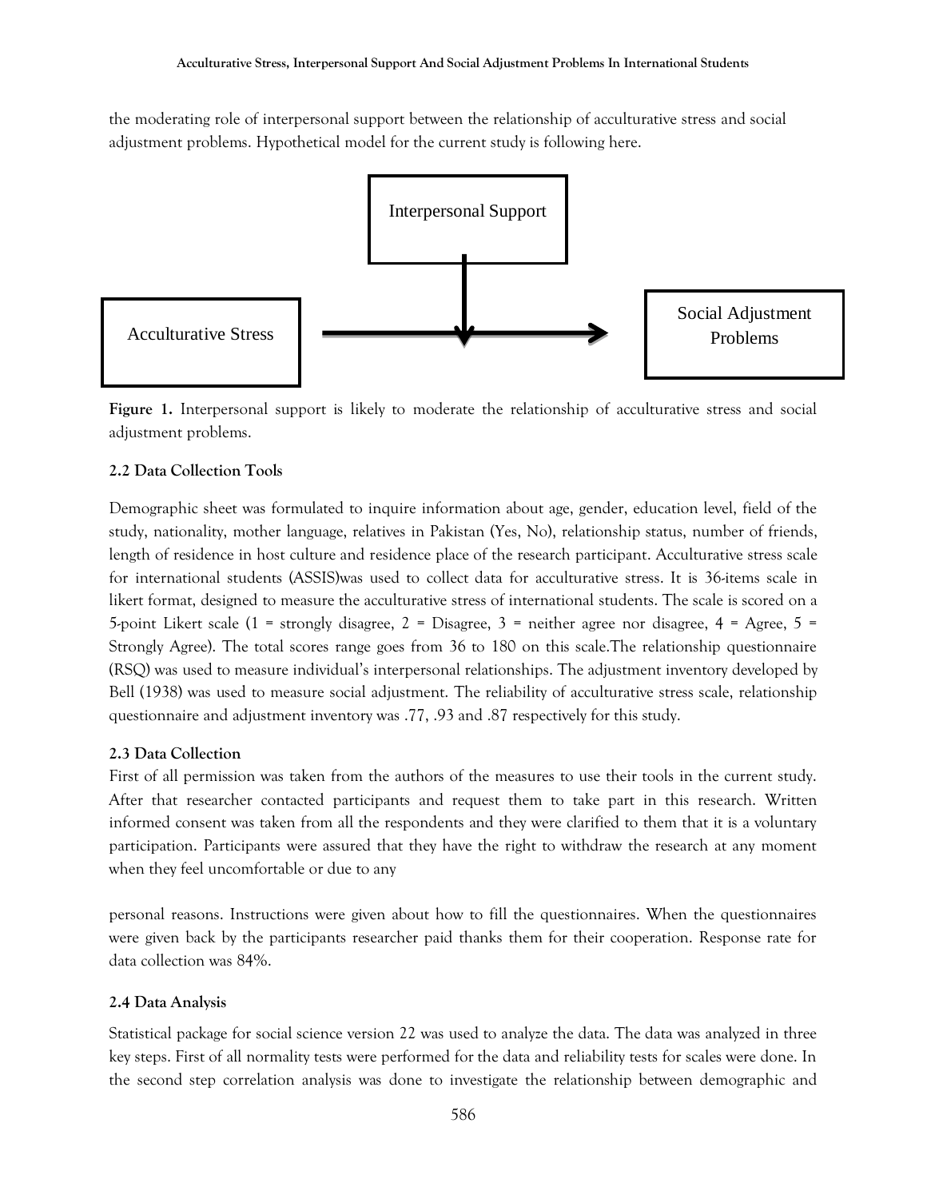the moderating role of interpersonal support between the relationship of acculturative stress and social adjustment problems. Hypothetical model for the current study is following here.

Interpersonal Support

Acculturative Stress

Social Adjustment Problems

**Figure 1.** Interpersonal support is likely to moderate the relationship of acculturative stress and social adjustment problems.

### 2.2 Data Collection Tools

Demographic sheet was formulated to inquire information about age, gender, education level, field of the study, nationality, mother language, relatives in Pakistan (Yes, No), relationship status, number of friends, length of residence in host culture and residence place of the research participant. Acculturative stress scale for international students (ASSIS)was used to collect data for acculturative stress. It is 36-items scale in likert format, designed to measure the acculturative stress of international students. The scale is scored on a 5-point Likert scale (1 = strongly disagree, 2 = Disagree, 3 = neither agree nor disagree, 4 = Agree, 5 = Strongly Agree). The total scores range goes from 36 to 180 on this scale.The relationship questionnaire (RSQ) was used to measure individual's interpersonal relationships. The adjustment inventory developed by Bell (1938) was used to measure social adjustment. The reliability of acculturative stress scale, relationship questionnaire and adjustment inventory was .77, .93 and .87 respectively for this study.

### 2.3 Data Collection

First of all permission was taken from the authors of the measures to use their tools in the current study. After that researcher contacted participants and request them to take part in this research. Written informed consent was taken from all the respondents and they were clarified to them that it is a voluntary participation. Participants were assured that they have the right to withdraw the research at any moment when they feel uncomfortable or due to any personal reasons. Instructions were given about how to fill the questionnaires. When the questionnaires were given back by the participants researcher paid thanks them for their cooperation. Response rate for data collection was 84%.

### 2.4 Data Analysis

Statistical package for social science version 22 was used to analyze the data. The data was analyzed in three key steps. First of all normality tests were performed for the data and reliability tests for scales were done. In the second step correlation analysis was done to investigate the relationship between demographic and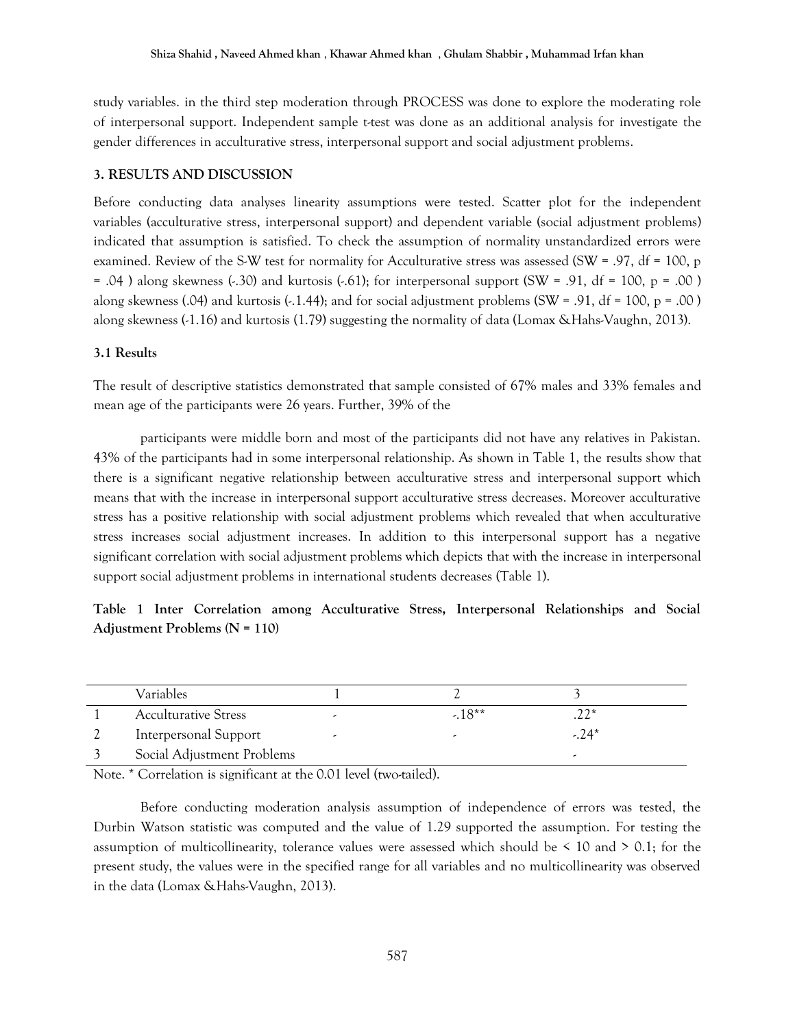study variables. in the third step moderation through PROCESS was done to explore the moderating role of interpersonal support. Independent sample t-test was done as an additional analysis for investigate the gender differences in acculturative stress, interpersonal support and social adjustment problems.

## 3. RESULTS AND DISCUSSION

Before conducting data analyses linearity assumptions were tested. Scatter plot for the independent variables (acculturative stress, interpersonal support) and dependent variable (social adjustment problems) indicated that assumption is satisfied. To check the assumption of normality unstandardized errors were examined. Review of the S-W test for normality for Acculturative stress was assessed (SW = .97, df = 100, p = .04 ) along skewness (-.30) and kurtosis (-.61); for interpersonal support (SW = .91, df = 100, p = .00 ) along skewness (.04) and kurtosis (-.1.44); and for social adjustment problems (SW = .91, df = 100, p = .00 ) along skewness (-1.16) and kurtosis (1.79) suggesting the normality of data (Lomax &Hahs-Vaughn, 2013).

### 3.1 Results

The result of descriptive statistics demonstrated that sample consisted of 67% males and 33% females and mean age of the participants were 26 years. Further, 39% of the

participants were middle born and most of the participants did not have any relatives in Pakistan. 43% of the participants had in some interpersonal relationship. As shown in Table 1, the results show that there is a significant negative relationship between acculturative stress and interpersonal support which means that with the increase in interpersonal support acculturative stress decreases. Moreover acculturative stress has a positive relationship with social adjustment problems which revealed that when acculturative stress increases social adjustment increases. In addition to this interpersonal support has a negative significant correlation with social adjustment problems which depicts that with the increase in interpersonal support social adjustment problems in international students decreases (Table 1).

**Table 1 Inter Correlation among Acculturative Stress, Interpersonal Relationships and Social Adjustment Problems (N = 110)**

| | Variables | 1 | 2 | 3 |
|---|---|---|---|---|
| 1 | Acculturative Stress | - | -.18** | .22* |
| 2 | Interpersonal Support | - | - | -.24* |
| 3 | Social Adjustment Problems | | | - |

Note. * Correlation is significant at the 0.01 level (two-tailed).

Before conducting moderation analysis assumption of independence of errors was tested, the Durbin Watson statistic was computed and the value of 1.29 supported the assumption. For testing the assumption of multicollinearity, tolerance values were assessed which should be < 10 and > 0.1; for the present study, the values were in the specified range for all variables and no multicollinearity was observed in the data (Lomax &Hahs-Vaughn, 2013).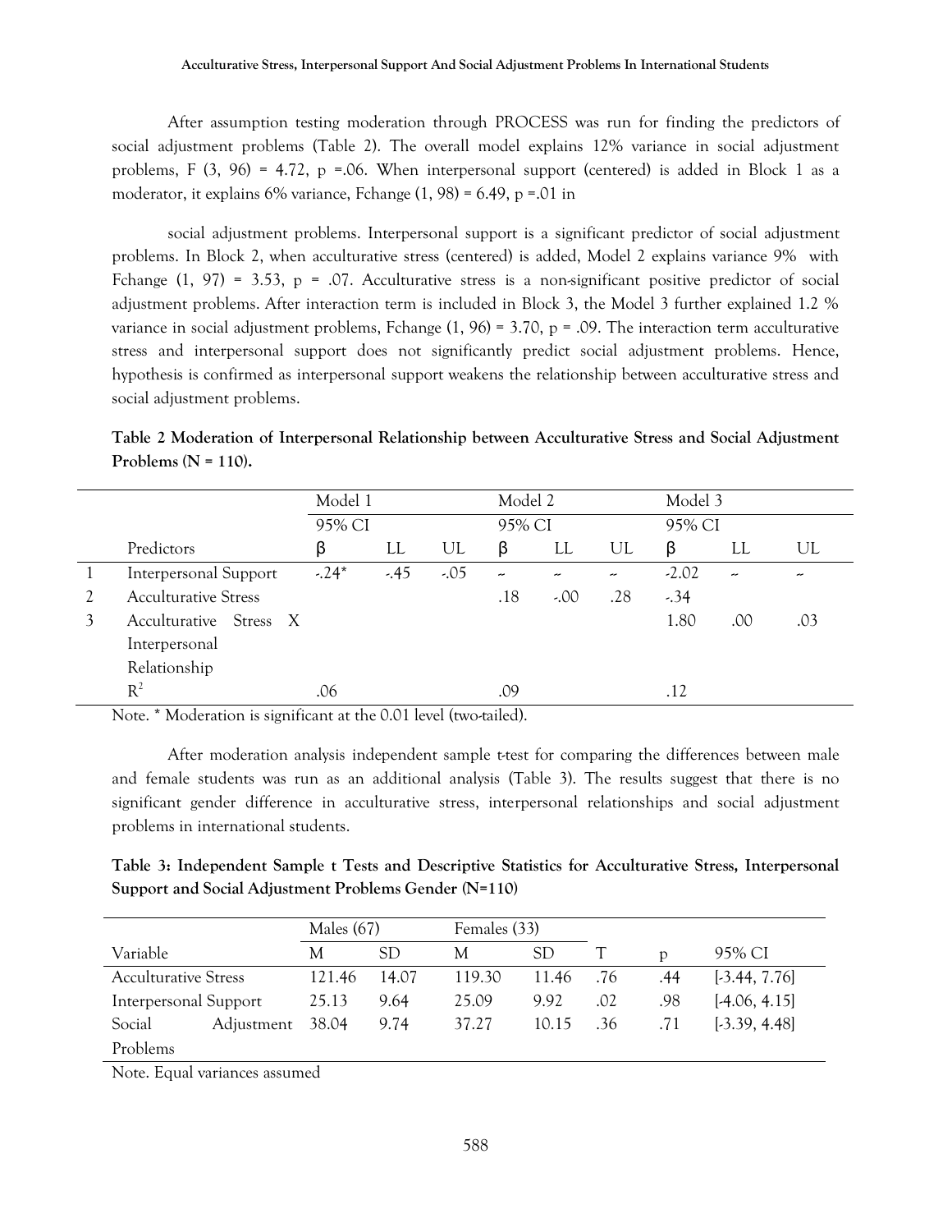After assumption testing moderation through PROCESS was run for finding the predictors of social adjustment problems (Table 2). The overall model explains 12% variance in social adjustment problems, F (3, 96) = 4.72, p =.06. When interpersonal support (centered) is added in Block 1 as a moderator, it explains 6% variance, Fchange (1, 98) = 6.49, p =.01 in

social adjustment problems. Interpersonal support is a significant predictor of social adjustment problems. In Block 2, when acculturative stress (centered) is added, Model 2 explains variance 9% with Fchange (1, 97) = 3.53, p = .07. Acculturative stress is a non-significant positive predictor of social adjustment problems. After interaction term is included in Block 3, the Model 3 further explained 1.2 % variance in social adjustment problems, Fchange (1, 96) = 3.70, p = .09. The interaction term acculturative stress and interpersonal support does not significantly predict social adjustment problems. Hence, hypothesis is confirmed as interpersonal support weakens the relationship between acculturative stress and social adjustment problems.

**Table 2 Moderation of Interpersonal Relationship between Acculturative Stress and Social Adjustment Problems (N = 110).**

| | | Model 1 | | | Model 2 | | | Model 3 | | |
|---|---|---|---|---|---|---|---|---|---|---|
| | | 95% CI | | | 95% CI | | | 95% CI | | |
| | Predictors | β | LL | UL | β | LL | UL | β | LL | UL |
| 1 | Interpersonal Support | -.24* | -.45 | -.05 | ~ | ~ | ~ | -2.02 | ~ | ~ |
| 2 | Acculturative Stress | | | | .18 | -.00 | .28 | -.34 | | |
| 3 | Acculturative Stress X Interpersonal Relationship | | | | | | | 1.80 | .00 | .03 |
| | $R^2$ | .06 | | | .09 | | | .12 | | |

Note. * Moderation is significant at the 0.01 level (two-tailed).

After moderation analysis independent sample t-test for comparing the differences between male and female students was run as an additional analysis (Table 3). The results suggest that there is no significant gender difference in acculturative stress, interpersonal relationships and social adjustment problems in international students.

**Table 3: Independent Sample t Tests and Descriptive Statistics for Acculturative Stress, Interpersonal Support and Social Adjustment Problems Gender (N=110)**

| | Males (67) | | Females (33) | | | | |
|---|---|---|---|---|---|---|---|
| Variable | M | SD | M | SD | T | p | 95% CI |
| Acculturative Stress | 121.46 | 14.07 | 119.30 | 11.46 | .76 | .44 | [-3.44, 7.76] |
| Interpersonal Support | 25.13 | 9.64 | 25.09 | 9.92 | .02 | .98 | [-4.06, 4.15] |
| Social Adjustment Problems | 38.04 | 9.74 | 37.27 | 10.15 | .36 | .71 | [-3.39, 4.48] |

Note. Equal variances assumed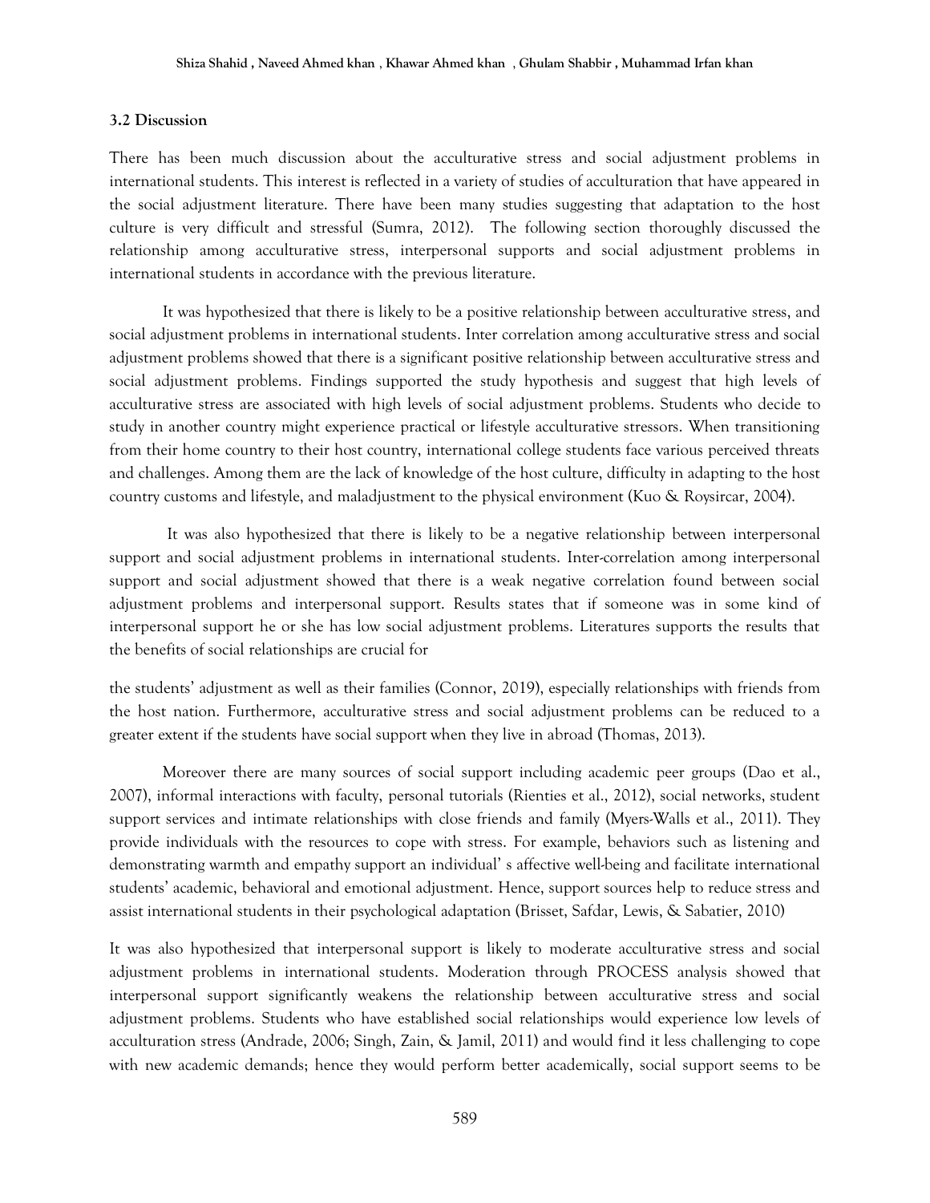### 3.2 Discussion

There has been much discussion about the acculturative stress and social adjustment problems in international students. This interest is reflected in a variety of studies of acculturation that have appeared in the social adjustment literature. There have been many studies suggesting that adaptation to the host culture is very difficult and stressful (Sumra, 2012). The following section thoroughly discussed the relationship among acculturative stress, interpersonal supports and social adjustment problems in international students in accordance with the previous literature.

It was hypothesized that there is likely to be a positive relationship between acculturative stress, and social adjustment problems in international students. Inter correlation among acculturative stress and social adjustment problems showed that there is a significant positive relationship between acculturative stress and social adjustment problems. Findings supported the study hypothesis and suggest that high levels of acculturative stress are associated with high levels of social adjustment problems. Students who decide to study in another country might experience practical or lifestyle acculturative stressors. When transitioning from their home country to their host country, international college students face various perceived threats and challenges. Among them are the lack of knowledge of the host culture, difficulty in adapting to the host country customs and lifestyle, and maladjustment to the physical environment (Kuo & Roysircar, 2004).

It was also hypothesized that there is likely to be a negative relationship between interpersonal support and social adjustment problems in international students. Inter-correlation among interpersonal support and social adjustment showed that there is a weak negative correlation found between social adjustment problems and interpersonal support. Results states that if someone was in some kind of interpersonal support he or she has low social adjustment problems. Literatures supports the results that the benefits of social relationships are crucial for the students' adjustment as well as their families (Connor, 2019), especially relationships with friends from the host nation. Furthermore, acculturative stress and social adjustment problems can be reduced to a greater extent if the students have social support when they live in abroad (Thomas, 2013).

Moreover there are many sources of social support including academic peer groups (Dao et al., 2007), informal interactions with faculty, personal tutorials (Rienties et al., 2012), social networks, student support services and intimate relationships with close friends and family (Myers-Walls et al., 2011). They provide individuals with the resources to cope with stress. For example, behaviors such as listening and demonstrating warmth and empathy support an individual' s affective well-being and facilitate international students' academic, behavioral and emotional adjustment. Hence, support sources help to reduce stress and assist international students in their psychological adaptation (Brisset, Safdar, Lewis, & Sabatier, 2010)

It was also hypothesized that interpersonal support is likely to moderate acculturative stress and social adjustment problems in international students. Moderation through PROCESS analysis showed that interpersonal support significantly weakens the relationship between acculturative stress and social adjustment problems. Students who have established social relationships would experience low levels of acculturation stress (Andrade, 2006; Singh, Zain, & Jamil, 2011) and would find it less challenging to cope with new academic demands; hence they would perform better academically, social support seems to be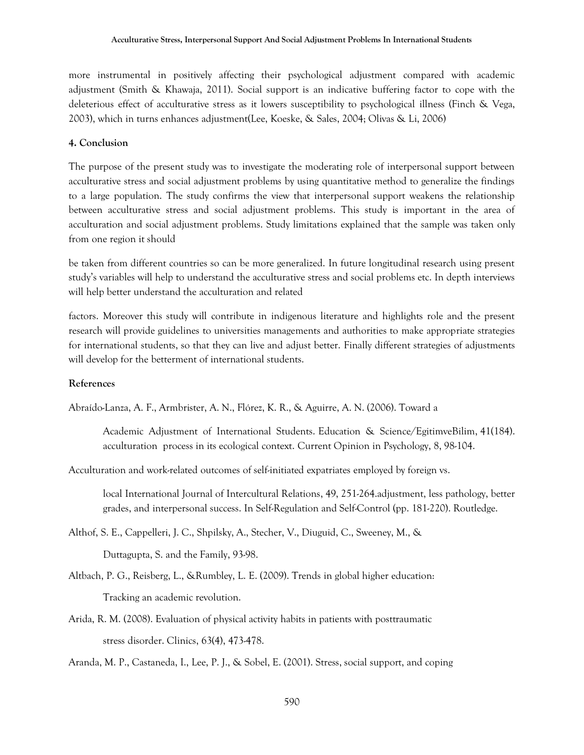more instrumental in positively affecting their psychological adjustment compared with academic adjustment (Smith & Khawaja, 2011). Social support is an indicative buffering factor to cope with the deleterious effect of acculturative stress as it lowers susceptibility to psychological illness (Finch & Vega, 2003), which in turns enhances adjustment(Lee, Koeske, & Sales, 2004; Olivas & Li, 2006)

## 4. Conclusion

The purpose of the present study was to investigate the moderating role of interpersonal support between acculturative stress and social adjustment problems by using quantitative method to generalize the findings to a large population. The study confirms the view that interpersonal support weakens the relationship between acculturative stress and social adjustment problems. This study is important in the area of acculturation and social adjustment problems. Study limitations explained that the sample was taken only from one region it should

be taken from different countries so can be more generalized. In future longitudinal research using present study's variables will help to understand the acculturative stress and social problems etc. In depth interviews will help better understand the acculturation and related

factors. Moreover this study will contribute in indigenous literature and highlights role and the present research will provide guidelines to universities managements and authorities to make appropriate strategies for international students, so that they can live and adjust better. Finally different strategies of adjustments will develop for the betterment of international students.

## References

Abraído-Lanza, A. F., Armbrister, A. N., Flórez, K. R., & Aguirre, A. N. (2006). Toward a

Academic Adjustment of International Students. Education & Science/EgitimveBilim, 41(184). acculturation process in its ecological context. Current Opinion in Psychology, 8, 98-104.

Acculturation and work-related outcomes of self-initiated expatriates employed by foreign vs.

local International Journal of Intercultural Relations, 49, 251-264.adjustment, less pathology, better grades, and interpersonal success. In Self-Regulation and Self-Control (pp. 181-220). Routledge.

Althof, S. E., Cappelleri, J. C., Shpilsky, A., Stecher, V., Diuguid, C., Sweeney, M., &

Duttagupta, S. and the Family, 93-98.

Altbach, P. G., Reisberg, L., &Rumbley, L. E. (2009). Trends in global higher education:

Tracking an academic revolution.

Arida, R. M. (2008). Evaluation of physical activity habits in patients with posttraumatic

stress disorder. Clinics, 63(4), 473-478.

Aranda, M. P., Castaneda, I., Lee, P. J., & Sobel, E. (2001). Stress, social support, and coping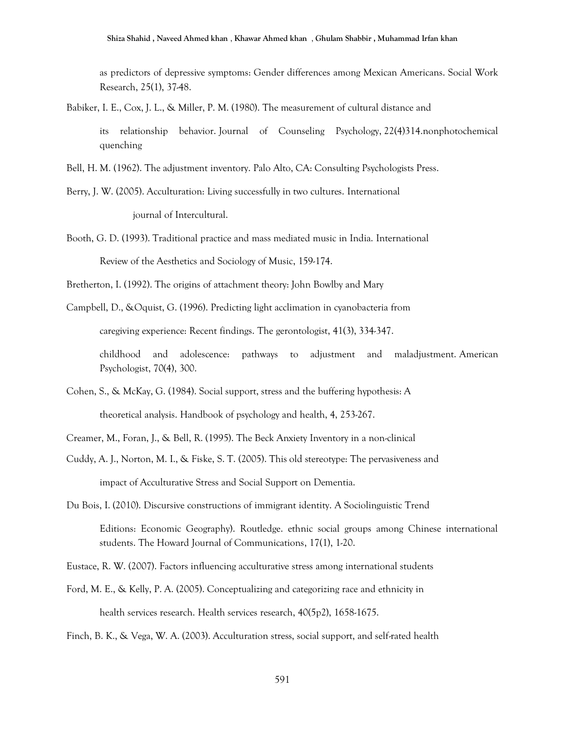as predictors of depressive symptoms: Gender differences among Mexican Americans. Social Work Research, 25(1), 37-48.

Babiker, I. E., Cox, J. L., & Miller, P. M. (1980). The measurement of cultural distance and

its relationship behavior. Journal of Counseling Psychology, 22(4)314.nonphotochemical quenching

Bell, H. M. (1962). The adjustment inventory. Palo Alto, CA: Consulting Psychologists Press.

Berry, J. W. (2005). Acculturation: Living successfully in two cultures. International

journal of Intercultural.

Booth, G. D. (1993). Traditional practice and mass mediated music in India. International

Review of the Aesthetics and Sociology of Music, 159-174.

Bretherton, I. (1992). The origins of attachment theory: John Bowlby and Mary

Campbell, D., &Oquist, G. (1996). Predicting light acclimation in cyanobacteria from

caregiving experience: Recent findings. The gerontologist, 41(3), 334-347.

childhood and adolescence: pathways to adjustment and maladjustment. American Psychologist, 70(4), 300.

Cohen, S., & McKay, G. (1984). Social support, stress and the buffering hypothesis: A

theoretical analysis. Handbook of psychology and health, 4, 253-267.

Creamer, M., Foran, J., & Bell, R. (1995). The Beck Anxiety Inventory in a non-clinical

Cuddy, A. J., Norton, M. I., & Fiske, S. T. (2005). This old stereotype: The pervasiveness and

impact of Acculturative Stress and Social Support on Dementia.

Du Bois, I. (2010). Discursive constructions of immigrant identity. A Sociolinguistic Trend

Editions: Economic Geography). Routledge. ethnic social groups among Chinese international students. The Howard Journal of Communications, 17(1), 1-20.

Eustace, R. W. (2007). Factors influencing acculturative stress among international students

Ford, M. E., & Kelly, P. A. (2005). Conceptualizing and categorizing race and ethnicity in

health services research. Health services research, 40(5p2), 1658-1675.

Finch, B. K., & Vega, W. A. (2003). Acculturation stress, social support, and self-rated health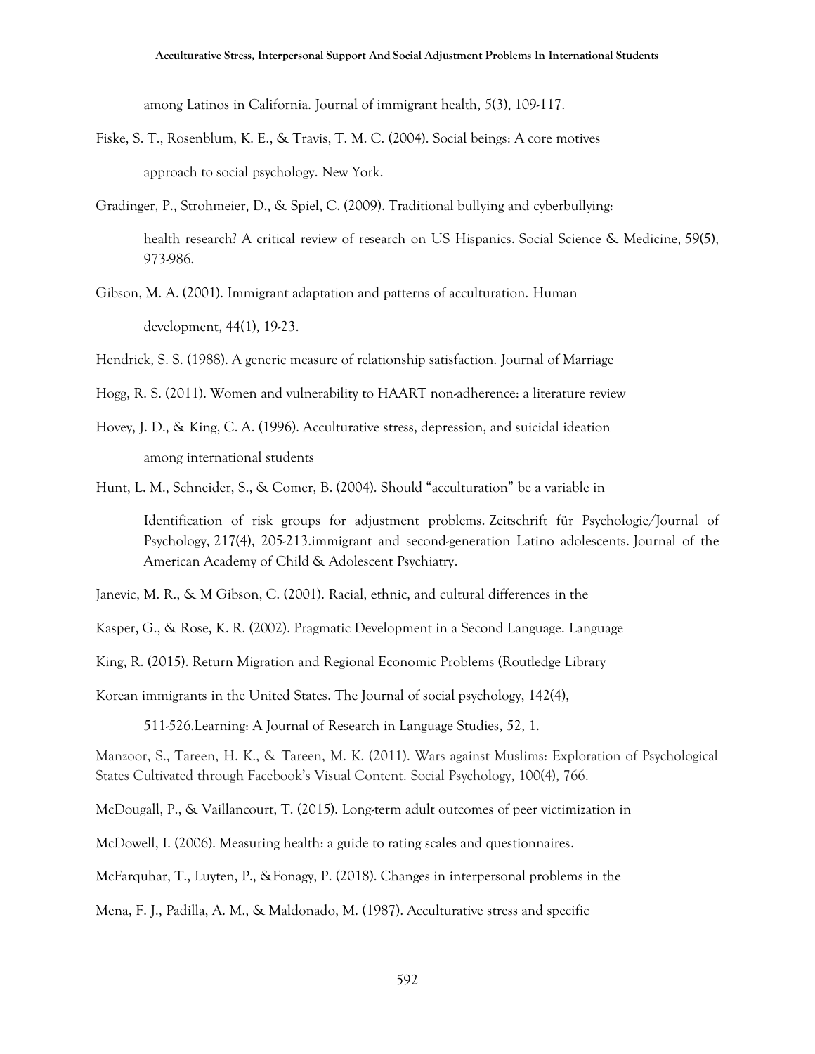among Latinos in California. Journal of immigrant health, 5(3), 109-117.

Fiske, S. T., Rosenblum, K. E., & Travis, T. M. C. (2004). Social beings: A core motives

approach to social psychology. New York.

Gradinger, P., Strohmeier, D., & Spiel, C. (2009). Traditional bullying and cyberbullying:

health research? A critical review of research on US Hispanics. Social Science & Medicine, 59(5), 973-986.

Gibson, M. A. (2001). Immigrant adaptation and patterns of acculturation. Human

development, 44(1), 19-23.

Hendrick, S. S. (1988). A generic measure of relationship satisfaction. Journal of Marriage

Hogg, R. S. (2011). Women and vulnerability to HAART non-adherence: a literature review

Hovey, J. D., & King, C. A. (1996). Acculturative stress, depression, and suicidal ideation

among international students

Hunt, L. M., Schneider, S., & Comer, B. (2004). Should "acculturation" be a variable in

Identification of risk groups for adjustment problems. Zeitschrift für Psychologie/Journal of Psychology, 217(4), 205-213.immigrant and second-generation Latino adolescents. Journal of the American Academy of Child & Adolescent Psychiatry.

Janevic, M. R., & M Gibson, C. (2001). Racial, ethnic, and cultural differences in the

Kasper, G., & Rose, K. R. (2002). Pragmatic Development in a Second Language. Language

King, R. (2015). Return Migration and Regional Economic Problems (Routledge Library

Korean immigrants in the United States. The Journal of social psychology, 142(4),

511-526.Learning: A Journal of Research in Language Studies, 52, 1.

Manzoor, S., Tareen, H. K., & Tareen, M. K. (2011). Wars against Muslims: Exploration of Psychological States Cultivated through Facebook's Visual Content. Social Psychology, 100(4), 766.

McDougall, P., & Vaillancourt, T. (2015). Long-term adult outcomes of peer victimization in

McDowell, I. (2006). Measuring health: a guide to rating scales and questionnaires.

McFarquhar, T., Luyten, P., &Fonagy, P. (2018). Changes in interpersonal problems in the

Mena, F. J., Padilla, A. M., & Maldonado, M. (1987). Acculturative stress and specific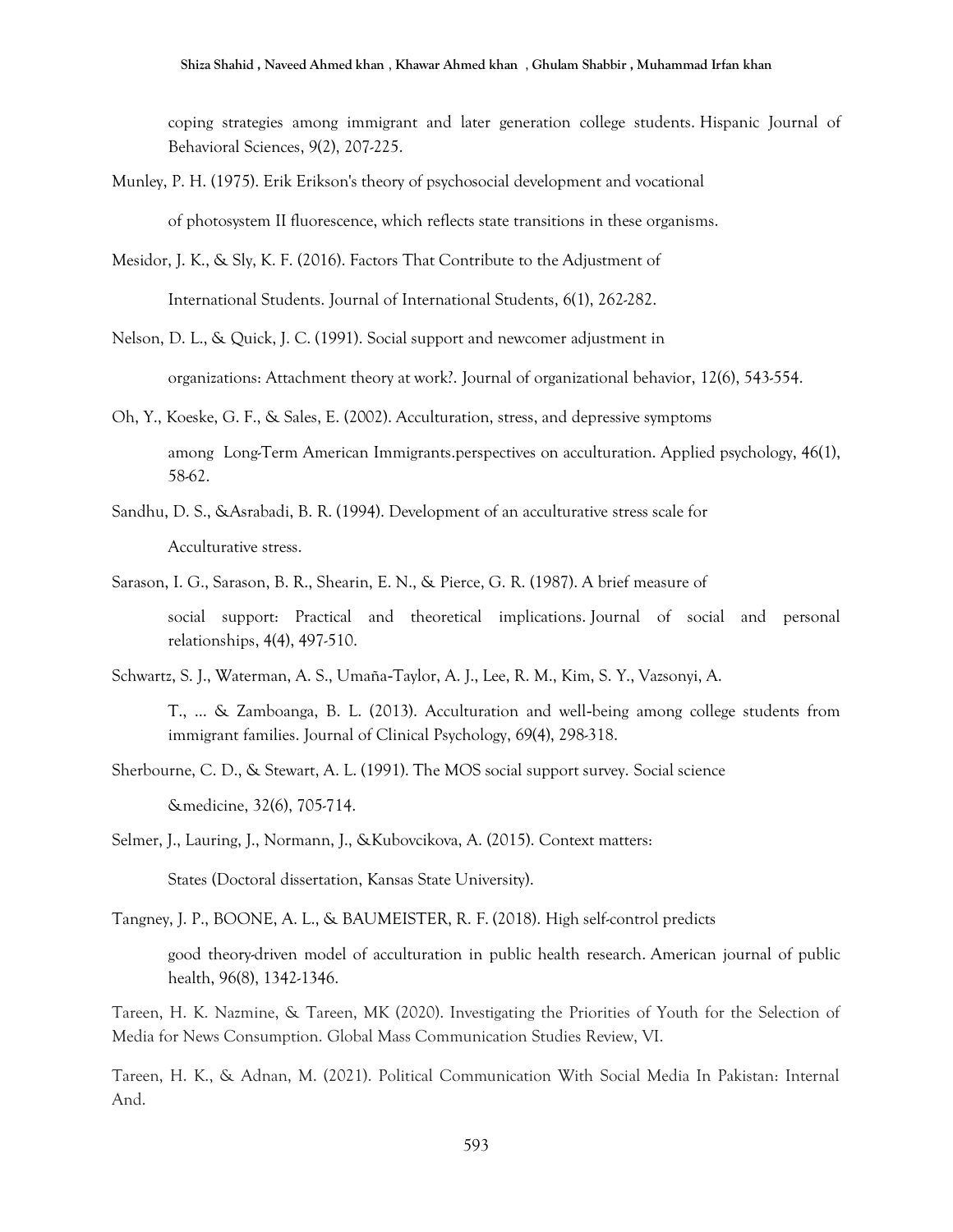coping strategies among immigrant and later generation college students. Hispanic Journal of Behavioral Sciences, 9(2), 207-225.

Munley, P. H. (1975). Erik Erikson's theory of psychosocial development and vocational

of photosystem II fluorescence, which reflects state transitions in these organisms.

Mesidor, J. K., & Sly, K. F. (2016). Factors That Contribute to the Adjustment of

International Students. Journal of International Students, 6(1), 262-282.

Nelson, D. L., & Quick, J. C. (1991). Social support and newcomer adjustment in

organizations: Attachment theory at work?. Journal of organizational behavior, 12(6), 543-554.

Oh, Y., Koeske, G. F., & Sales, E. (2002). Acculturation, stress, and depressive symptoms

among Long-Term American Immigrants.perspectives on acculturation. Applied psychology, 46(1), 58-62.

Sandhu, D. S., &Asrabadi, B. R. (1994). Development of an acculturative stress scale for

Acculturative stress.

Sarason, I. G., Sarason, B. R., Shearin, E. N., & Pierce, G. R. (1987). A brief measure of

social support: Practical and theoretical implications. Journal of social and personal relationships, 4(4), 497-510.

Schwartz, S. J., Waterman, A. S., Umaña-Taylor, A. J., Lee, R. M., Kim, S. Y., Vazsonyi, A.

T., ... & Zamboanga, B. L. (2013). Acculturation and well-being among college students from immigrant families. Journal of Clinical Psychology, 69(4), 298-318.

Sherbourne, C. D., & Stewart, A. L. (1991). The MOS social support survey. Social science

&medicine, 32(6), 705-714.

Selmer, J., Lauring, J., Normann, J., &Kubovcikova, A. (2015). Context matters:

States (Doctoral dissertation, Kansas State University).

Tangney, J. P., BOONE, A. L., & BAUMEISTER, R. F. (2018). High self-control predicts

good theory-driven model of acculturation in public health research. American journal of public health, 96(8), 1342-1346.

Tareen, H. K. Nazmine, & Tareen, MK (2020). Investigating the Priorities of Youth for the Selection of Media for News Consumption. Global Mass Communication Studies Review, VI.

Tareen, H. K., & Adnan, M. (2021). Political Communication With Social Media In Pakistan: Internal And.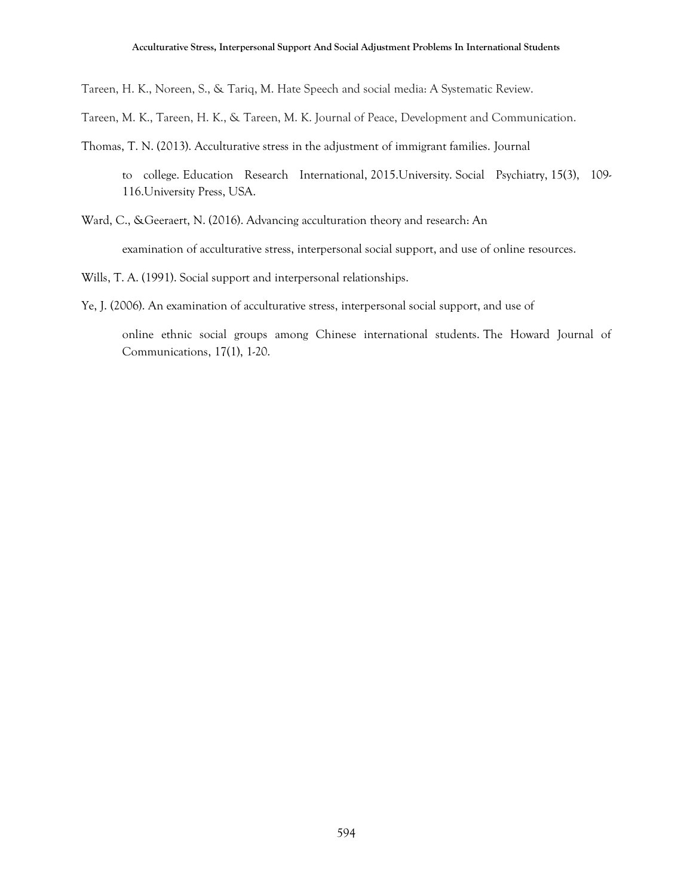Tareen, H. K., Noreen, S., & Tariq, M. Hate Speech and social media: A Systematic Review.

Tareen, M. K., Tareen, H. K., & Tareen, M. K. Journal of Peace, Development and Communication.

Thomas, T. N. (2013). Acculturative stress in the adjustment of immigrant families. Journal to college. Education Research International, 2015.University. Social Psychiatry, 15(3), 109-116.University Press, USA.

Ward, C., &Geeraert, N. (2016). Advancing acculturation theory and research: An examination of acculturative stress, interpersonal social support, and use of online resources.

Wills, T. A. (1991). Social support and interpersonal relationships.

Ye, J. (2006). An examination of acculturative stress, interpersonal social support, and use of online ethnic social groups among Chinese international students. The Howard Journal of Communications, 17(1), 1-20.